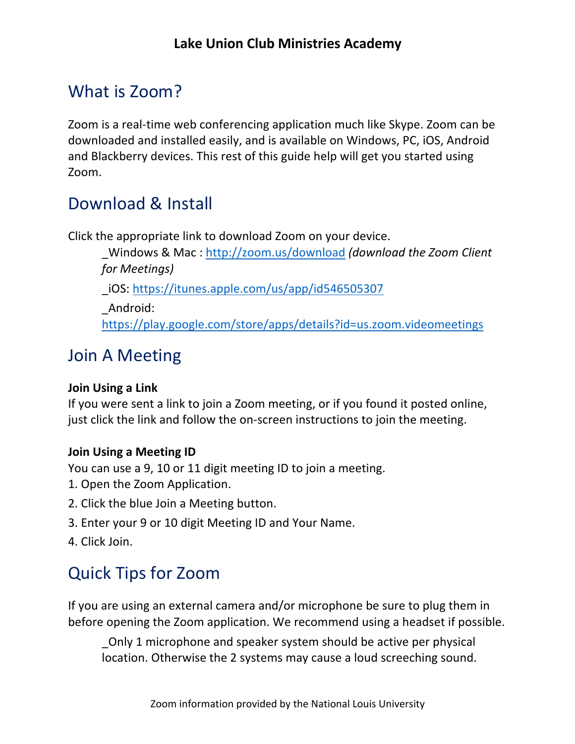**Lake Union Club Ministries Academy**

## What is Zoom?

Zoom is a real-time web conferencing application much like Skype. Zoom can be downloaded and installed easily, and is available on Windows, PC, iOS, Android and Blackberry devices. This rest of this guide help will get you started using Zoom.

## Download & Install

Click the appropriate link to download Zoom on your device.

_Windows & Mac : http://zoom.us/download *(download the Zoom Client for Meetings)*

_iOS: https://itunes.apple.com/us/app/id546505307

_Android: https://play.google.com/store/apps/details?id=us.zoom.videomeetings

## Join A Meeting

**Join Using a Link**
If you were sent a link to join a Zoom meeting, or if you found it posted online, just click the link and follow the on-screen instructions to join the meeting.

**Join Using a Meeting ID**
You can use a 9, 10 or 11 digit meeting ID to join a meeting.

1. Open the Zoom Application.
2. Click the blue Join a Meeting button.
3. Enter your 9 or 10 digit Meeting ID and Your Name.
4. Click Join.

## Quick Tips for Zoom

If you are using an external camera and/or microphone be sure to plug them in before opening the Zoom application. We recommend using a headset if possible.

_Only 1 microphone and speaker system should be active per physical location. Otherwise the 2 systems may cause a loud screeching sound.

Zoom information provided by the National Louis University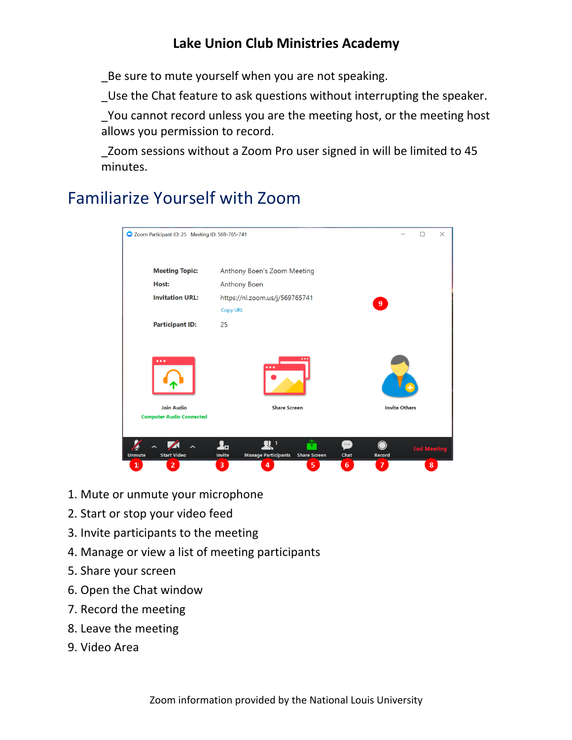# Lake Union Club Ministries Academy

_Be sure to mute yourself when you are not speaking.

_Use the Chat feature to ask questions without interrupting the speaker.

_You cannot record unless you are the meeting host, or the meeting host allows you permission to record.

_Zoom sessions without a Zoom Pro user signed in will be limited to 45 minutes.

## Familiarize Yourself with Zoom

1. Mute or unmute your microphone
2. Start or stop your video feed
3. Invite participants to the meeting
4. Manage or view a list of meeting participants
5. Share your screen
6. Open the Chat window
7. Record the meeting
8. Leave the meeting
9. Video Area

Zoom information provided by the National Louis University